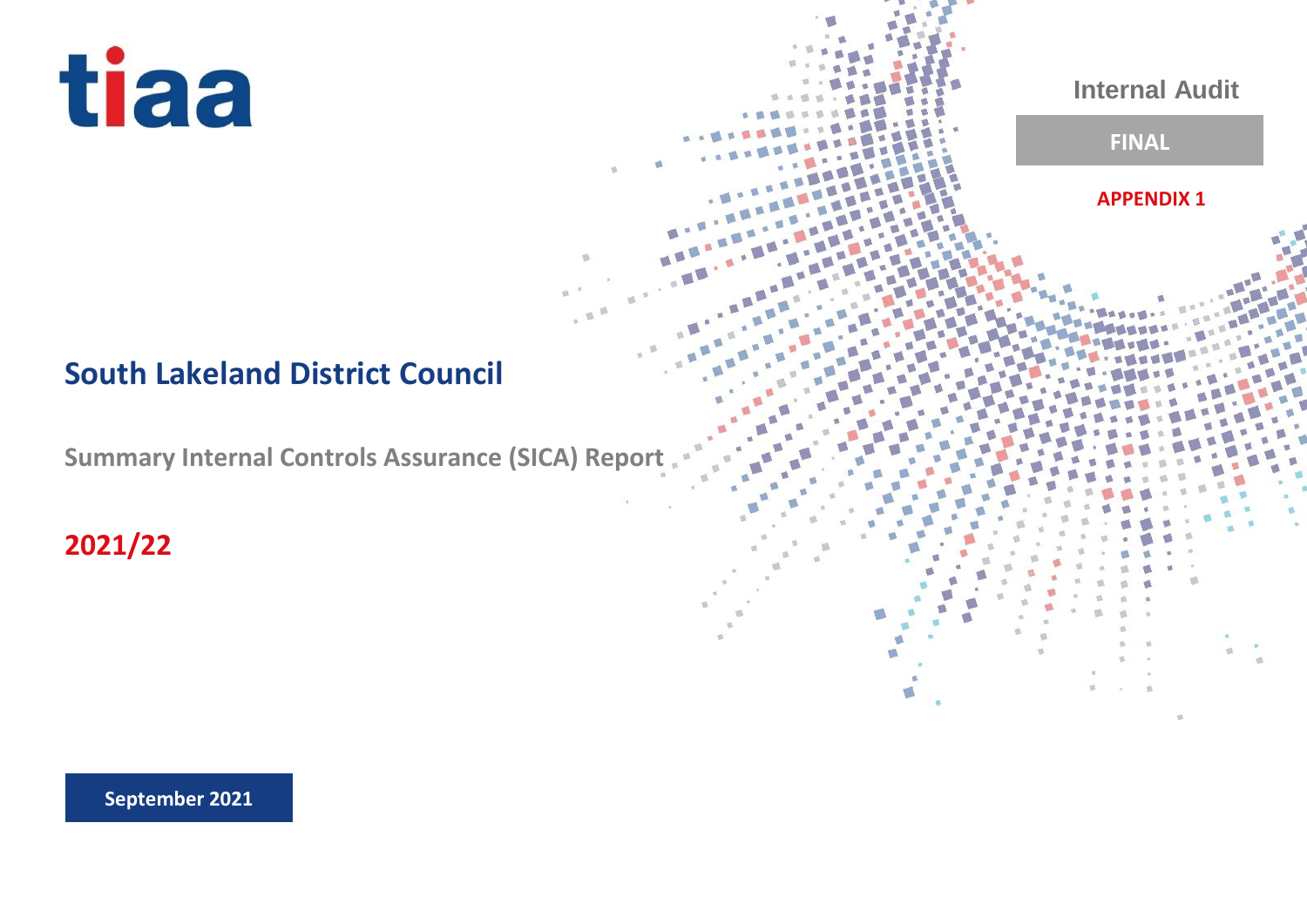tiaa

Internal Audit

**FINAL**

**APPENDIX 1**

# South Lakeland District Council

## Summary Internal Controls Assurance (SICA) Report

## 2021/22

**September 2021**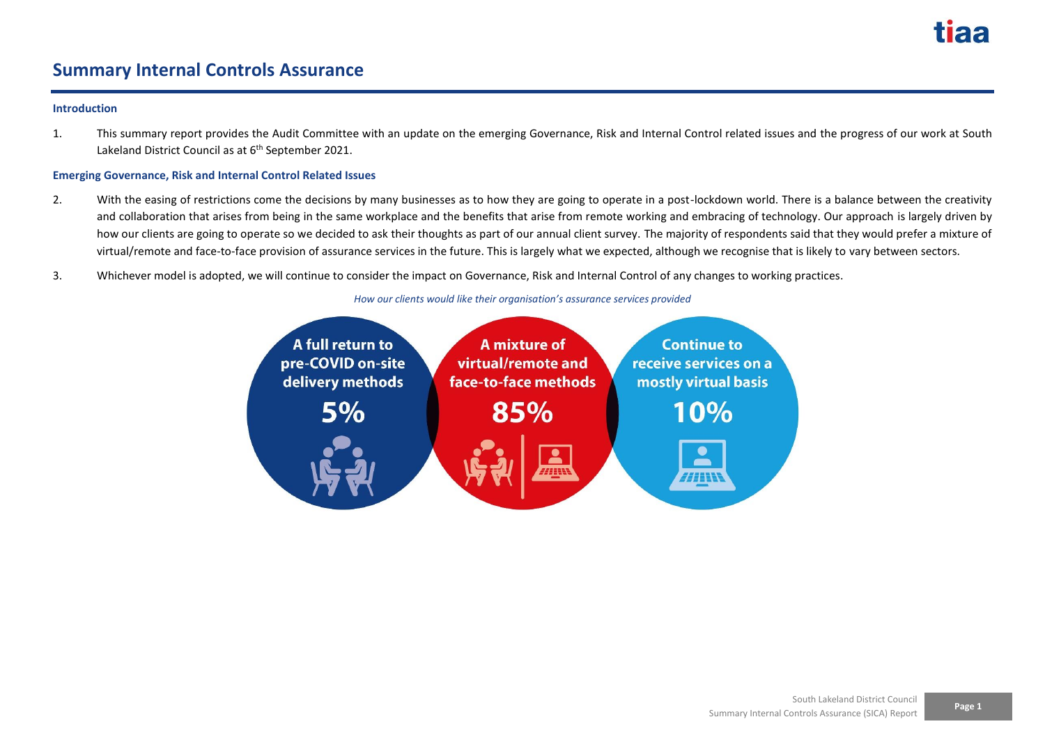# Summary Internal Controls Assurance

### Introduction

1. This summary report provides the Audit Committee with an update on the emerging Governance, Risk and Internal Control related issues and the progress of our work at South Lakeland District Council as at 6th September 2021.

### Emerging Governance, Risk and Internal Control Related Issues

2. With the easing of restrictions come the decisions by many businesses as to how they are going to operate in a post-lockdown world. There is a balance between the creativity and collaboration that arises from being in the same workplace and the benefits that arise from remote working and embracing of technology. Our approach is largely driven by how our clients are going to operate so we decided to ask their thoughts as part of our annual client survey. The majority of respondents said that they would prefer a mixture of virtual/remote and face-to-face provision of assurance services in the future. This is largely what we expected, although we recognise that is likely to vary between sectors.

3. Whichever model is adopted, we will continue to consider the impact on Governance, Risk and Internal Control of any changes to working practices.

*How our clients would like their organisation's assurance services provided*

| A full return to pre-COVID on-site delivery methods | A mixture of virtual/remote and face-to-face methods | Continue to receive services on a mostly virtual basis |
|---|---|---|
| 5% | 85% | 10% |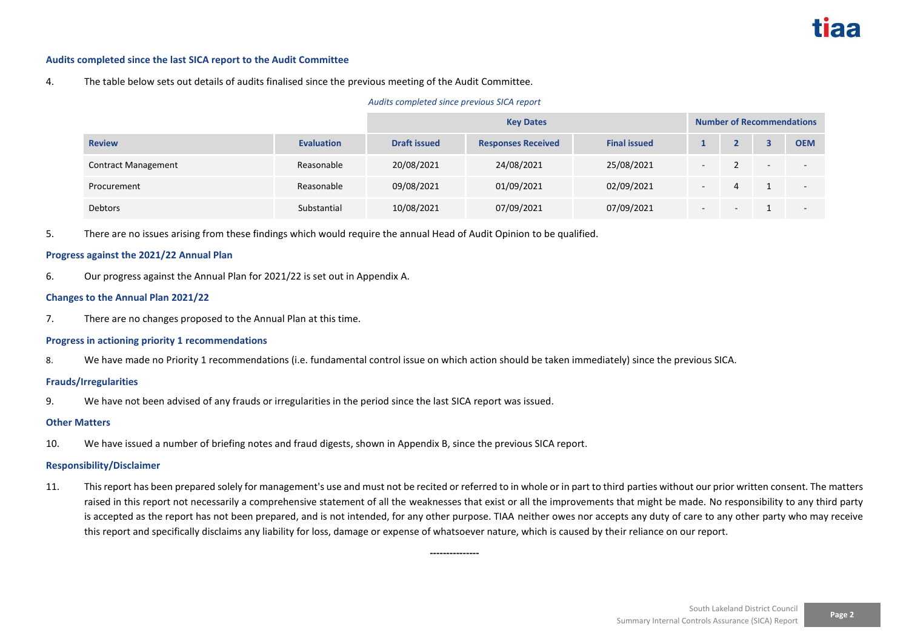### Audits completed since the last SICA report to the Audit Committee

4. The table below sets out details of audits finalised since the previous meeting of the Audit Committee.

*Audits completed since previous SICA report*

| | | Key Dates | | | Number of Recommendations | | | |
|---|---|---|---|---|---|---|---|---|
| **Review** | **Evaluation** | **Draft issued** | **Responses Received** | **Final issued** | **1** | **2** | **3** | **OEM** |
| Contract Management | Reasonable | 20/08/2021 | 24/08/2021 | 25/08/2021 | - | 2 | - | - |
| Procurement | Reasonable | 09/08/2021 | 01/09/2021 | 02/09/2021 | - | 4 | 1 | - |
| Debtors | Substantial | 10/08/2021 | 07/09/2021 | 07/09/2021 | - | - | 1 | - |

5. There are no issues arising from these findings which would require the annual Head of Audit Opinion to be qualified.

### Progress against the 2021/22 Annual Plan

6. Our progress against the Annual Plan for 2021/22 is set out in Appendix A.

### Changes to the Annual Plan 2021/22

7. There are no changes proposed to the Annual Plan at this time.

### Progress in actioning priority 1 recommendations

8. We have made no Priority 1 recommendations (i.e. fundamental control issue on which action should be taken immediately) since the previous SICA.

### Frauds/Irregularities

9. We have not been advised of any frauds or irregularities in the period since the last SICA report was issued.

### Other Matters

10. We have issued a number of briefing notes and fraud digests, shown in Appendix B, since the previous SICA report.

### Responsibility/Disclaimer

11. This report has been prepared solely for management's use and must not be recited or referred to in whole or in part to third parties without our prior written consent. The matters raised in this report not necessarily a comprehensive statement of all the weaknesses that exist or all the improvements that might be made. No responsibility to any third party is accepted as the report has not been prepared, and is not intended, for any other purpose. TIAA neither owes nor accepts any duty of care to any other party who may receive this report and specifically disclaims any liability for loss, damage or expense of whatsoever nature, which is caused by their reliance on our report.

---------------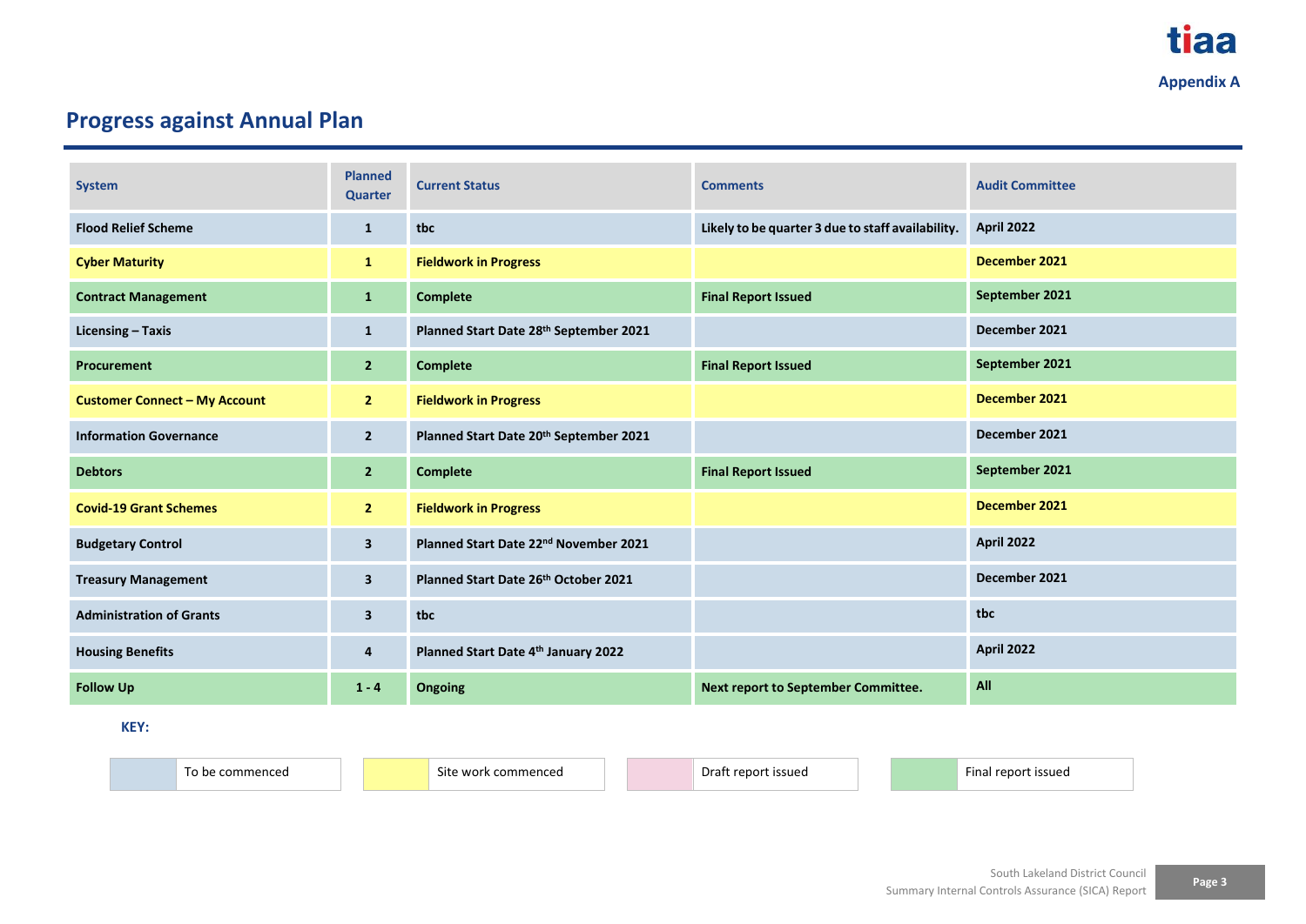Appendix A

## Progress against Annual Plan

| System | Planned Quarter | Current Status | Comments | Audit Committee |
|---|---|---|---|---|
| **Flood Relief Scheme** | **1** | **tbc** | **Likely to be quarter 3 due to staff availability.** | **April 2022** |
| **Cyber Maturity** | **1** | **Fieldwork in Progress** | | **December 2021** |
| **Contract Management** | **1** | **Complete** | **Final Report Issued** | **September 2021** |
| **Licensing – Taxis** | **1** | **Planned Start Date 28th September 2021** | | **December 2021** |
| **Procurement** | **2** | **Complete** | **Final Report Issued** | **September 2021** |
| **Customer Connect – My Account** | **2** | **Fieldwork in Progress** | | **December 2021** |
| **Information Governance** | **2** | **Planned Start Date 20th September 2021** | | **December 2021** |
| **Debtors** | **2** | **Complete** | **Final Report Issued** | **September 2021** |
| **Covid-19 Grant Schemes** | **2** | **Fieldwork in Progress** | | **December 2021** |
| **Budgetary Control** | **3** | **Planned Start Date 22nd November 2021** | | **April 2022** |
| **Treasury Management** | **3** | **Planned Start Date 26th October 2021** | | **December 2021** |
| **Administration of Grants** | **3** | **tbc** | | **tbc** |
| **Housing Benefits** | **4** | **Planned Start Date 4th January 2022** | | **April 2022** |
| **Follow Up** | **1 - 4** | **Ongoing** | **Next report to September Committee.** | **All** |

**KEY:**

| Colour | Status |
|---|---|
| Blue | To be commenced |
| Yellow | Site work commenced |
| Pink | Draft report issued |
| Green | Final report issued |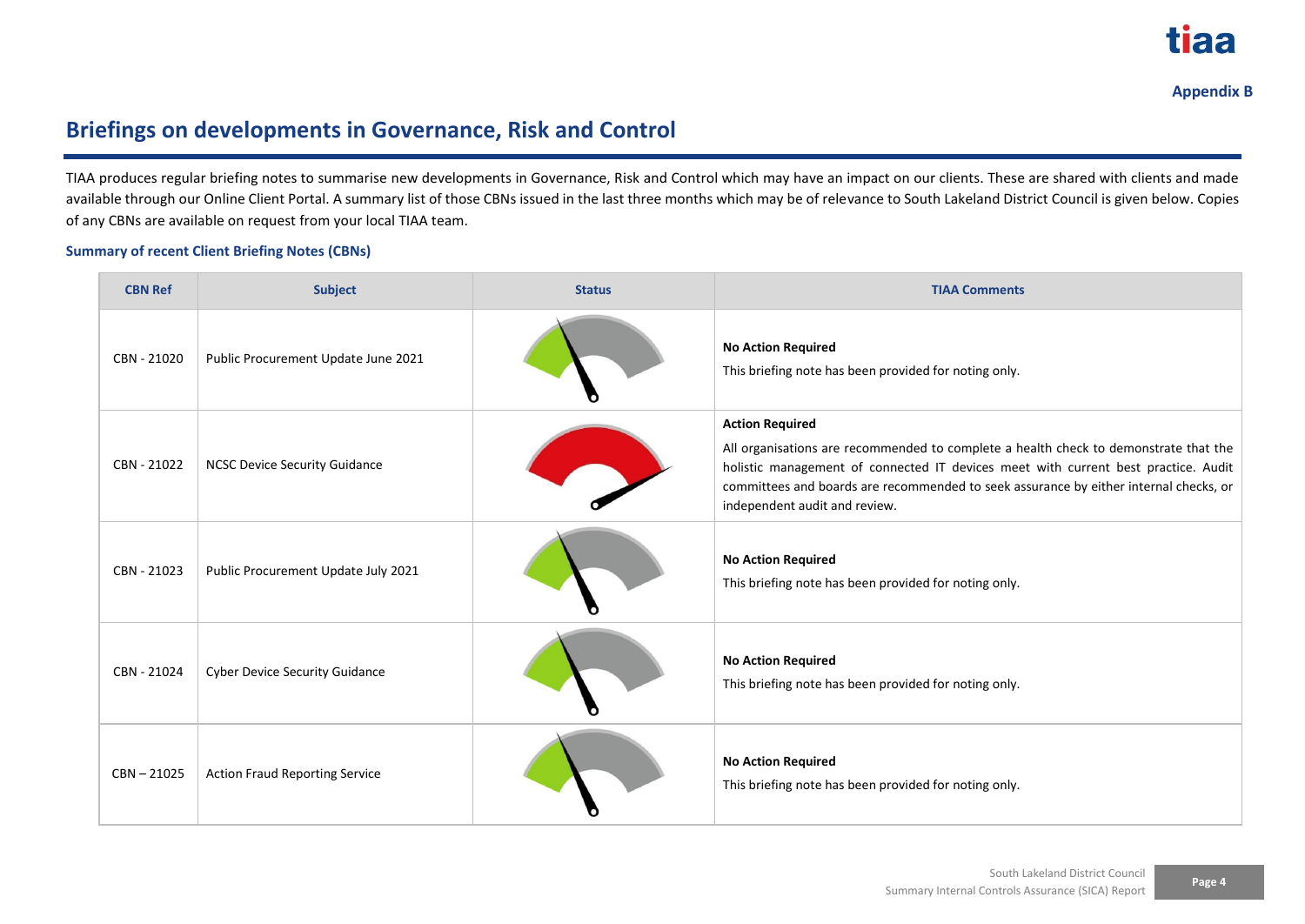Appendix B

## Briefings on developments in Governance, Risk and Control

TIAA produces regular briefing notes to summarise new developments in Governance, Risk and Control which may have an impact on our clients. These are shared with clients and made available through our Online Client Portal. A summary list of those CBNs issued in the last three months which may be of relevance to South Lakeland District Council is given below. Copies of any CBNs are available on request from your local TIAA team.

### Summary of recent Client Briefing Notes (CBNs)

| CBN Ref | Subject | Status | TIAA Comments |
|---|---|---|---|
| CBN - 21020 | Public Procurement Update June 2021 | | **No Action Required**<br>This briefing note has been provided for noting only. |
| CBN - 21022 | NCSC Device Security Guidance | | **Action Required**<br>All organisations are recommended to complete a health check to demonstrate that the holistic management of connected IT devices meet with current best practice. Audit committees and boards are recommended to seek assurance by either internal checks, or independent audit and review. |
| CBN - 21023 | Public Procurement Update July 2021 | | **No Action Required**<br>This briefing note has been provided for noting only. |
| CBN - 21024 | Cyber Device Security Guidance | | **No Action Required**<br>This briefing note has been provided for noting only. |
| CBN – 21025 | Action Fraud Reporting Service | | **No Action Required**<br>This briefing note has been provided for noting only. |